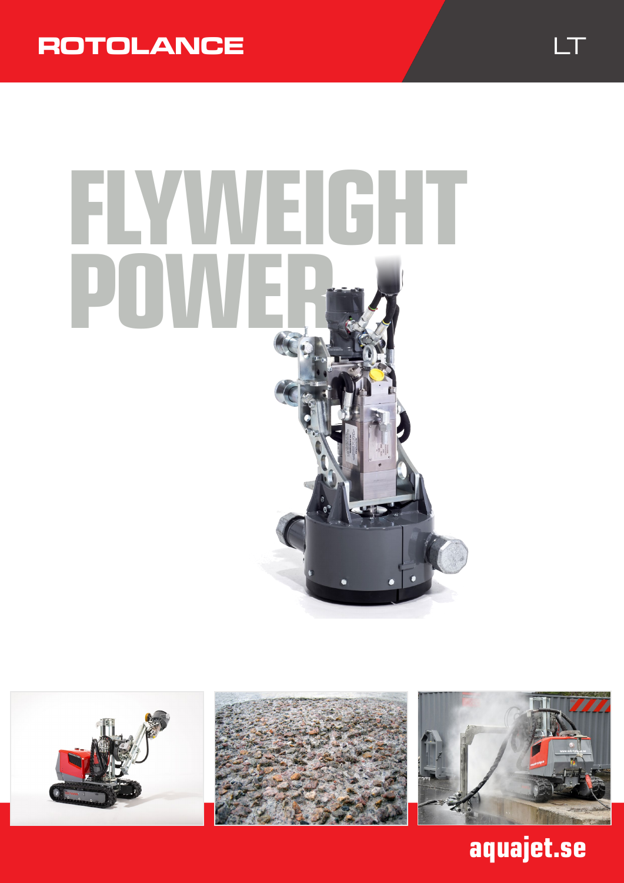ROTOLANCE

LT

# FLYWEIGHT POWER

aquajet.se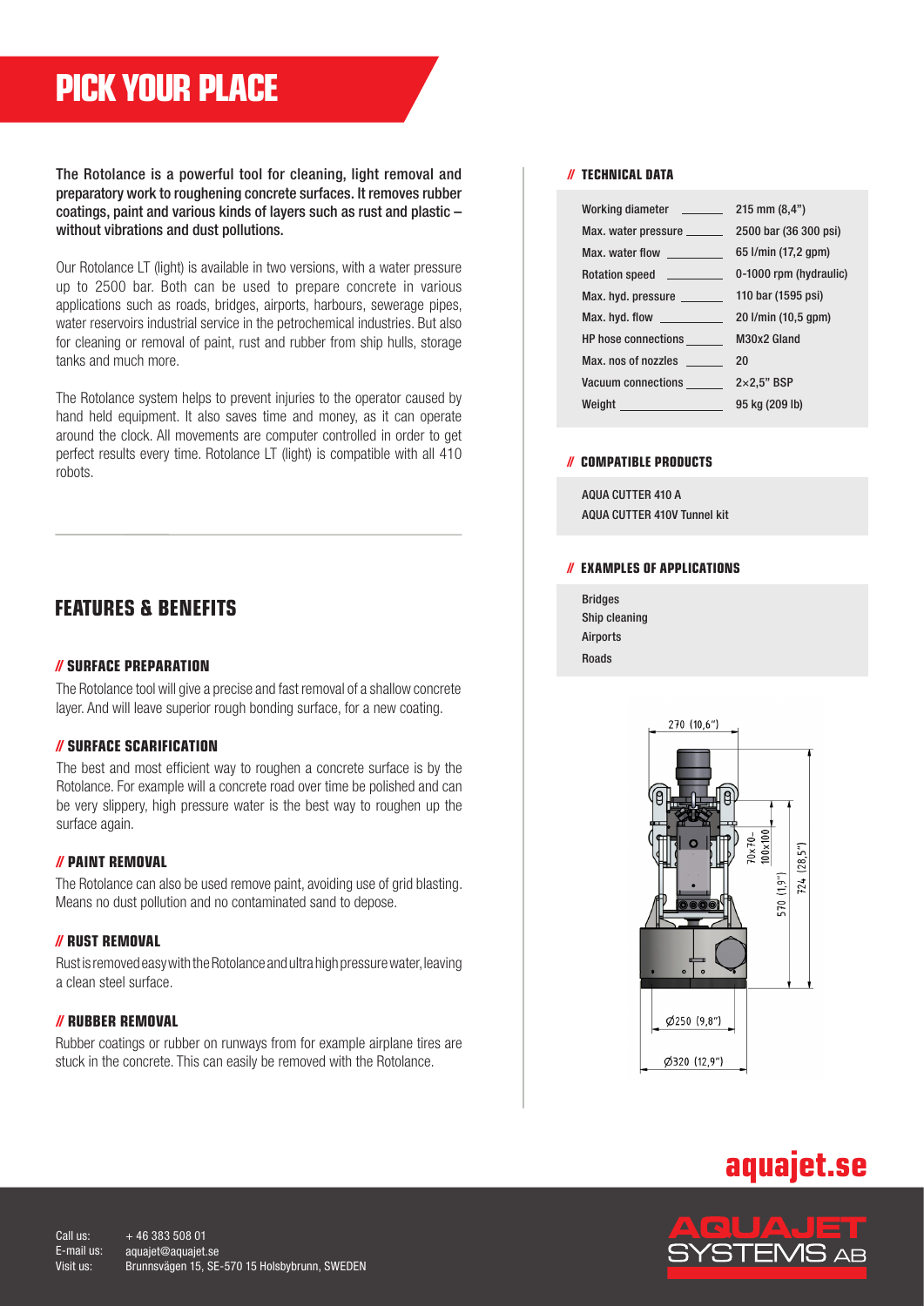# PICK YOUR PLACE

The Rotolance is a powerful tool for cleaning, light removal and preparatory work to roughening concrete surfaces. It removes rubber coatings, paint and various kinds of layers such as rust and plastic – without vibrations and dust pollutions.

Our Rotolance LT (light) is available in two versions, with a water pressure up to 2500 bar. Both can be used to prepare concrete in various applications such as roads, bridges, airports, harbours, sewerage pipes, water reservoirs industrial service in the petrochemical industries. But also for cleaning or removal of paint, rust and rubber from ship hulls, storage tanks and much more.

The Rotolance system helps to prevent injuries to the operator caused by hand held equipment. It also saves time and money, as it can operate around the clock. All movements are computer controlled in order to get perfect results every time. Rotolance LT (light) is compatible with all 410 robots.

## FEATURES & BENEFITS

### // SURFACE PREPARATION

The Rotolance tool will give a precise and fast removal of a shallow concrete layer. And will leave superior rough bonding surface, for a new coating.

### // SURFACE SCARIFICATION

The best and most efficient way to roughen a concrete surface is by the Rotolance. For example will a concrete road over time be polished and can be very slippery, high pressure water is the best way to roughen up the surface again.

### // PAINT REMOVAL

The Rotolance can also be used remove paint, avoiding use of grid blasting. Means no dust pollution and no contaminated sand to depose.

### // RUST REMOVAL

Rust is removed easy with the Rotolance and ultra high pressure water, leaving a clean steel surface.

### // RUBBER REMOVAL

Rubber coatings or rubber on runways from for example airplane tires are stuck in the concrete. This can easily be removed with the Rotolance.

### // TECHNICAL DATA

| | |
|---|---|
| Working diameter | 215 mm (8,4") |
| Max. water pressure | 2500 bar (36 300 psi) |
| Max. water flow | 65 l/min (17,2 gpm) |
| Rotation speed | 0-1000 rpm (hydraulic) |
| Max. hyd. pressure | 110 bar (1595 psi) |
| Max. hyd. flow | 20 l/min (10,5 gpm) |
| HP hose connections | M30x2 Gland |
| Max. nos of nozzles | 20 |
| Vacuum connections | 2×2,5" BSP |
| Weight | 95 kg (209 lb) |

### // COMPATIBLE PRODUCTS

AQUA CUTTER 410 A
AQUA CUTTER 410V Tunnel kit

### // EXAMPLES OF APPLICATIONS

Bridges
Ship cleaning
Airports
Roads

270 (10,6")
70x70–100x100
570 (1,9")
724 (28,5")
Ø250 (9,8")
Ø320 (12,9")

**aquajet.se**

Call us: + 46 383 508 01
E-mail us: aquajet@aquajet.se
Visit us: Brunnsvägen 15, SE-570 15 Holsbybrunn, SWEDEN

AQUAJET SYSTEMS AB